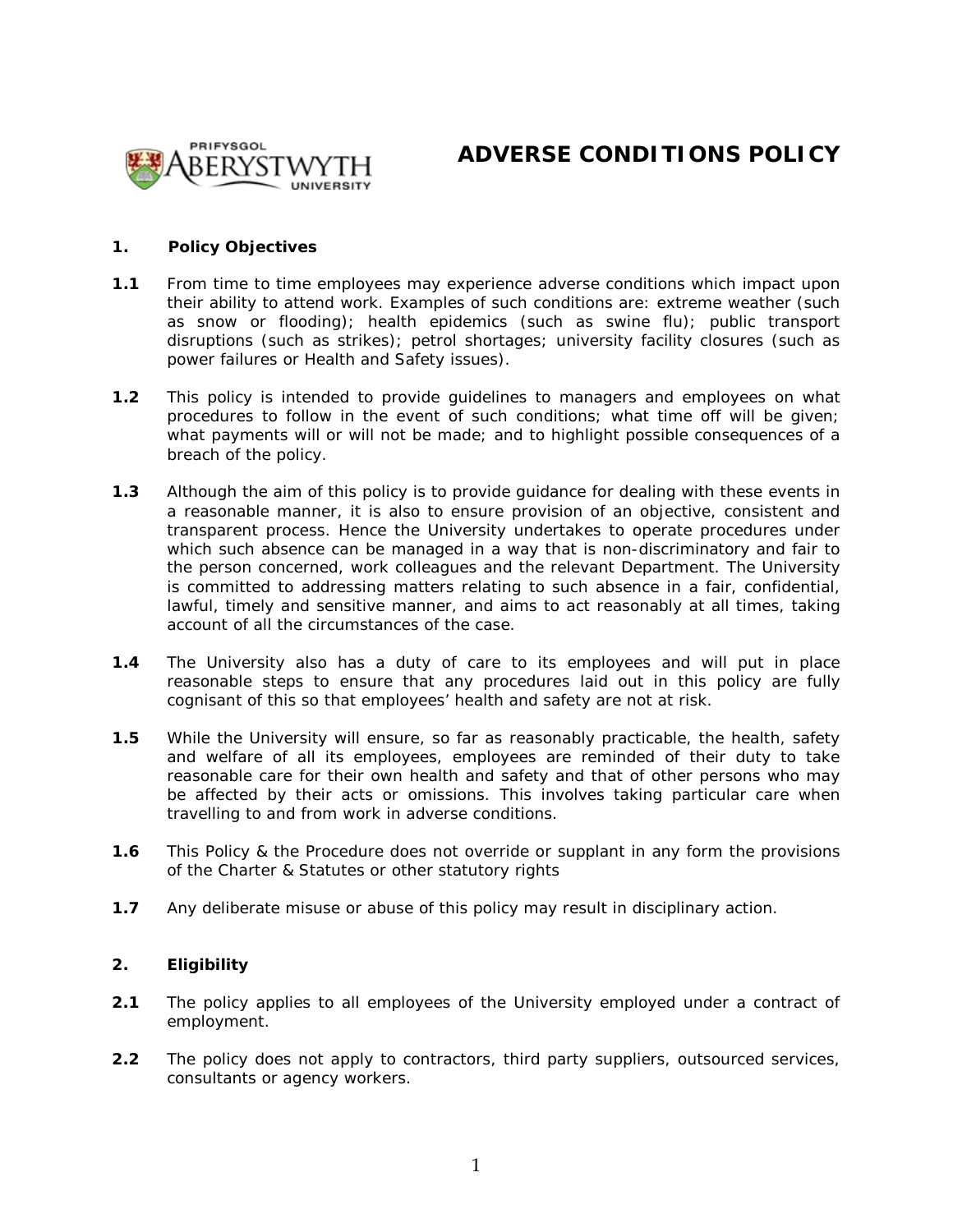# ADVERSE CONDITIONS POLICY

## 1. Policy Objectives

**1.1** From time to time employees may experience adverse conditions which impact upon their ability to attend work. Examples of such conditions are: extreme weather (such as snow or flooding); health epidemics (such as swine flu); public transport disruptions (such as strikes); petrol shortages; university facility closures (such as power failures or Health and Safety issues).

**1.2** This policy is intended to provide guidelines to managers and employees on what procedures to follow in the event of such conditions; what time off will be given; what payments will or will not be made; and to highlight possible consequences of a breach of the policy.

**1.3** Although the aim of this policy is to provide guidance for dealing with these events in a reasonable manner, it is also to ensure provision of an objective, consistent and transparent process. Hence the University undertakes to operate procedures under which such absence can be managed in a way that is non-discriminatory and fair to the person concerned, work colleagues and the relevant Department. The University is committed to addressing matters relating to such absence in a fair, confidential, lawful, timely and sensitive manner, and aims to act reasonably at all times, taking account of all the circumstances of the case.

**1.4** The University also has a duty of care to its employees and will put in place reasonable steps to ensure that any procedures laid out in this policy are fully cognisant of this so that employees' health and safety are not at risk.

**1.5** While the University will ensure, so far as reasonably practicable, the health, safety and welfare of all its employees, employees are reminded of their duty to take reasonable care for their own health and safety and that of other persons who may be affected by their acts or omissions. This involves taking particular care when travelling to and from work in adverse conditions.

**1.6** This Policy & the Procedure does not override or supplant in any form the provisions of the Charter & Statutes or other statutory rights

**1.7** Any deliberate misuse or abuse of this policy may result in disciplinary action.

## 2. Eligibility

**2.1** The policy applies to all employees of the University employed under a contract of employment.

**2.2** The policy does not apply to contractors, third party suppliers, outsourced services, consultants or agency workers.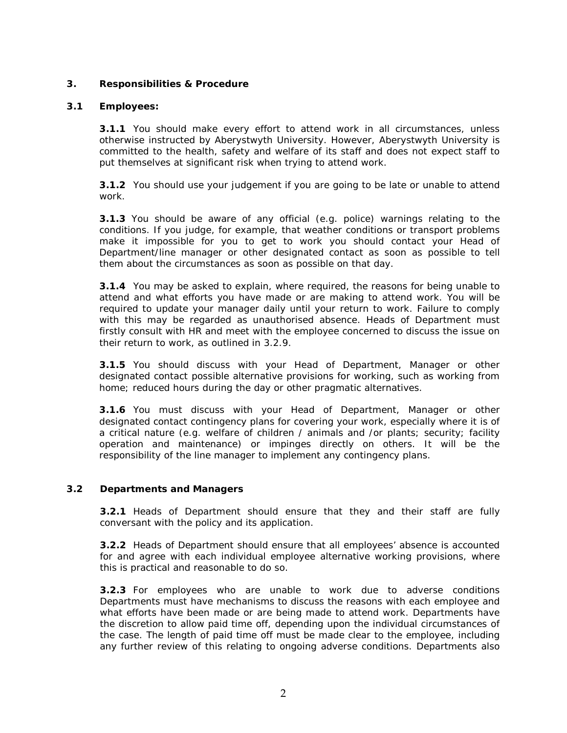## 3. Responsibilities & Procedure

### 3.1 Employees:

**3.1.1** You should make every effort to attend work in all circumstances, unless otherwise instructed by Aberystwyth University. However, Aberystwyth University is committed to the health, safety and welfare of its staff and does not expect staff to put themselves at significant risk when trying to attend work.

**3.1.2** You should use your judgement if you are going to be late or unable to attend work.

**3.1.3** You should be aware of any official (e.g. police) warnings relating to the conditions. If you judge, for example, that weather conditions or transport problems make it impossible for you to get to work you should contact your Head of Department/line manager or other designated contact as soon as possible to tell them about the circumstances as soon as possible on that day.

**3.1.4** You may be asked to explain, where required, the reasons for being unable to attend and what efforts you have made or are making to attend work. You will be required to update your manager daily until your return to work. Failure to comply with this may be regarded as unauthorised absence. Heads of Department must firstly consult with HR and meet with the employee concerned to discuss the issue on their return to work, as outlined in 3.2.9.

**3.1.5** You should discuss with your Head of Department, Manager or other designated contact possible alternative provisions for working, such as working from home; reduced hours during the day or other pragmatic alternatives.

**3.1.6** You must discuss with your Head of Department, Manager or other designated contact contingency plans for covering your work, especially where it is of a critical nature (e.g. welfare of children / animals and /or plants; security; facility operation and maintenance) or impinges directly on others. It will be the responsibility of the line manager to implement any contingency plans.

### 3.2 Departments and Managers

**3.2.1** Heads of Department should ensure that they and their staff are fully conversant with the policy and its application.

**3.2.2** Heads of Department should ensure that all employees' absence is accounted for and agree with each individual employee alternative working provisions, where this is practical and reasonable to do so.

**3.2.3** For employees who are unable to work due to adverse conditions Departments must have mechanisms to discuss the reasons with each employee and what efforts have been made or are being made to attend work. Departments have the discretion to allow paid time off, depending upon the individual circumstances of the case. The length of paid time off must be made clear to the employee, including any further review of this relating to ongoing adverse conditions. Departments also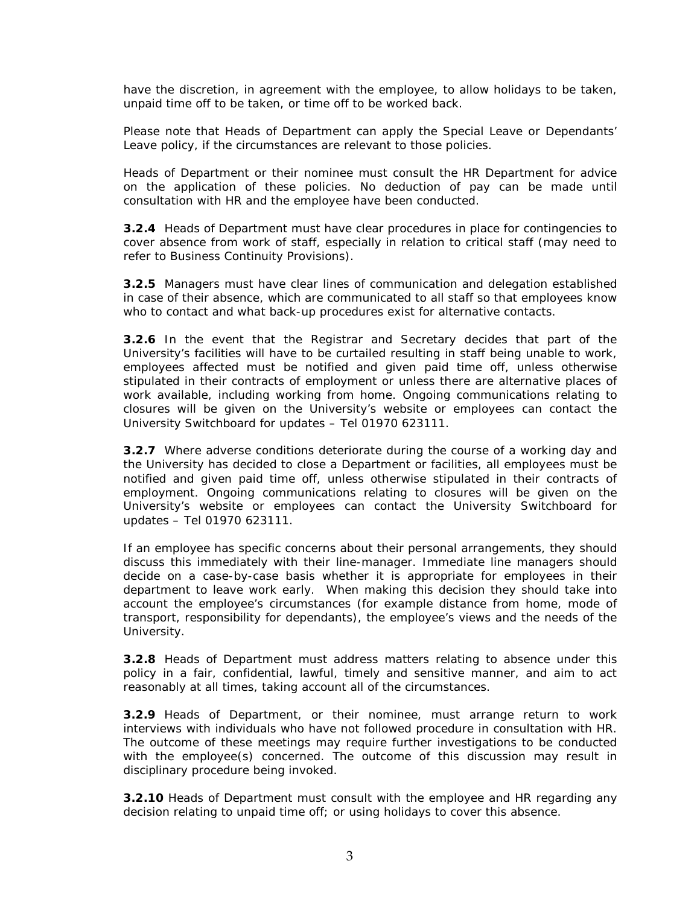have the discretion, in agreement with the employee, to allow holidays to be taken, unpaid time off to be taken, or time off to be worked back.

Please note that Heads of Department can apply the Special Leave or Dependants' Leave policy, if the circumstances are relevant to those policies.

Heads of Department or their nominee must consult the HR Department for advice on the application of these policies. No deduction of pay can be made until consultation with HR and the employee have been conducted.

**3.2.4** Heads of Department must have clear procedures in place for contingencies to cover absence from work of staff, especially in relation to critical staff (may need to refer to Business Continuity Provisions).

**3.2.5** Managers must have clear lines of communication and delegation established in case of their absence, which are communicated to all staff so that employees know who to contact and what back-up procedures exist for alternative contacts.

**3.2.6** In the event that the Registrar and Secretary decides that part of the University's facilities will have to be curtailed resulting in staff being unable to work, employees affected must be notified and given paid time off, unless otherwise stipulated in their contracts of employment or unless there are alternative places of work available, including working from home. Ongoing communications relating to closures will be given on the University's website or employees can contact the University Switchboard for updates – Tel 01970 623111.

**3.2.7** Where adverse conditions deteriorate during the course of a working day and the University has decided to close a Department or facilities, all employees must be notified and given paid time off, unless otherwise stipulated in their contracts of employment. Ongoing communications relating to closures will be given on the University's website or employees can contact the University Switchboard for updates – Tel 01970 623111.

If an employee has specific concerns about their personal arrangements, they should discuss this immediately with their line-manager. Immediate line managers should decide on a case-by-case basis whether it is appropriate for employees in their department to leave work early. When making this decision they should take into account the employee's circumstances (for example distance from home, mode of transport, responsibility for dependants), the employee's views and the needs of the University.

**3.2.8** Heads of Department must address matters relating to absence under this policy in a fair, confidential, lawful, timely and sensitive manner, and aim to act reasonably at all times, taking account all of the circumstances.

**3.2.9** Heads of Department, or their nominee, must arrange return to work interviews with individuals who have not followed procedure in consultation with HR. The outcome of these meetings may require further investigations to be conducted with the employee(s) concerned. The outcome of this discussion may result in disciplinary procedure being invoked.

**3.2.10** Heads of Department must consult with the employee and HR regarding any decision relating to unpaid time off; or using holidays to cover this absence.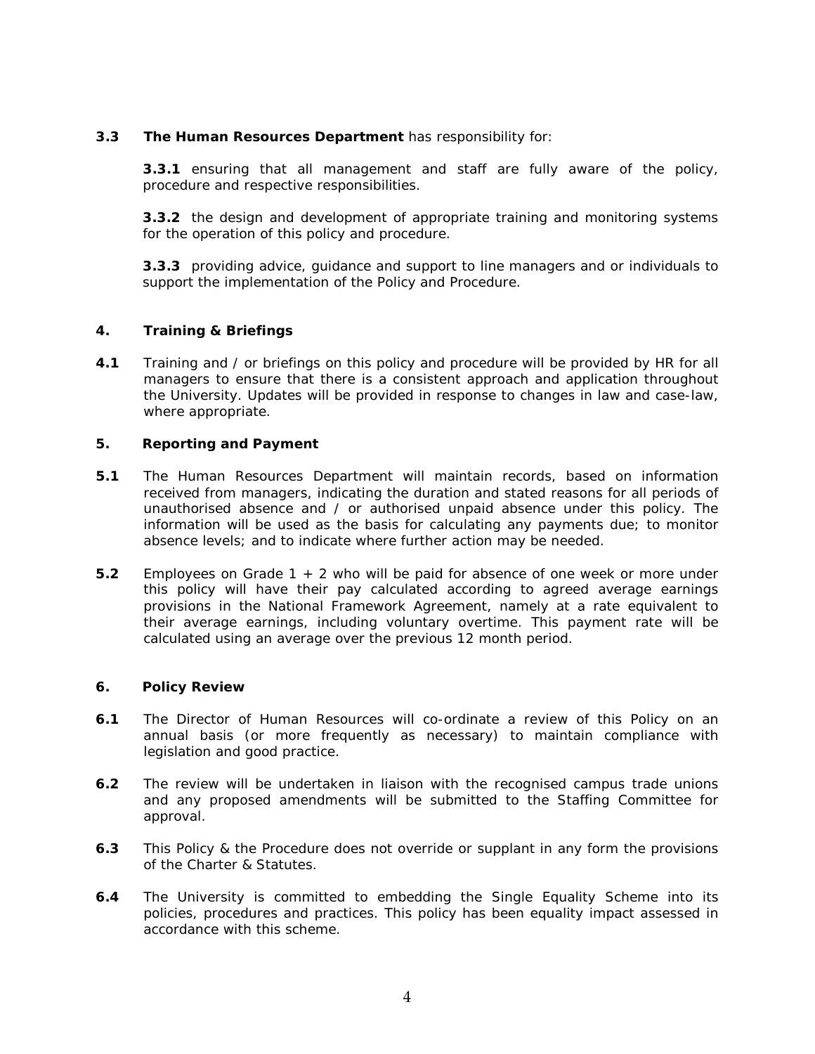**3.3 The Human Resources Department** has responsibility for:

**3.3.1** ensuring that all management and staff are fully aware of the policy, procedure and respective responsibilities.

**3.3.2** the design and development of appropriate training and monitoring systems for the operation of this policy and procedure.

**3.3.3** providing advice, guidance and support to line managers and or individuals to support the implementation of the Policy and Procedure.

## 4. Training & Briefings

**4.1** Training and / or briefings on this policy and procedure will be provided by HR for all managers to ensure that there is a consistent approach and application throughout the University. Updates will be provided in response to changes in law and case-law, where appropriate.

## 5. Reporting and Payment

**5.1** The Human Resources Department will maintain records, based on information received from managers, indicating the duration and stated reasons for all periods of unauthorised absence and / or authorised unpaid absence under this policy. The information will be used as the basis for calculating any payments due; to monitor absence levels; and to indicate where further action may be needed.

**5.2** Employees on Grade 1 + 2 who will be paid for absence of one week or more under this policy will have their pay calculated according to agreed average earnings provisions in the National Framework Agreement, namely at a rate equivalent to their average earnings, including voluntary overtime. This payment rate will be calculated using an average over the previous 12 month period.

## 6. Policy Review

**6.1** The Director of Human Resources will co-ordinate a review of this Policy on an annual basis (or more frequently as necessary) to maintain compliance with legislation and good practice.

**6.2** The review will be undertaken in liaison with the recognised campus trade unions and any proposed amendments will be submitted to the Staffing Committee for approval.

**6.3** This Policy & the Procedure does not override or supplant in any form the provisions of the Charter & Statutes.

**6.4** The University is committed to embedding the Single Equality Scheme into its policies, procedures and practices. This policy has been equality impact assessed in accordance with this scheme.